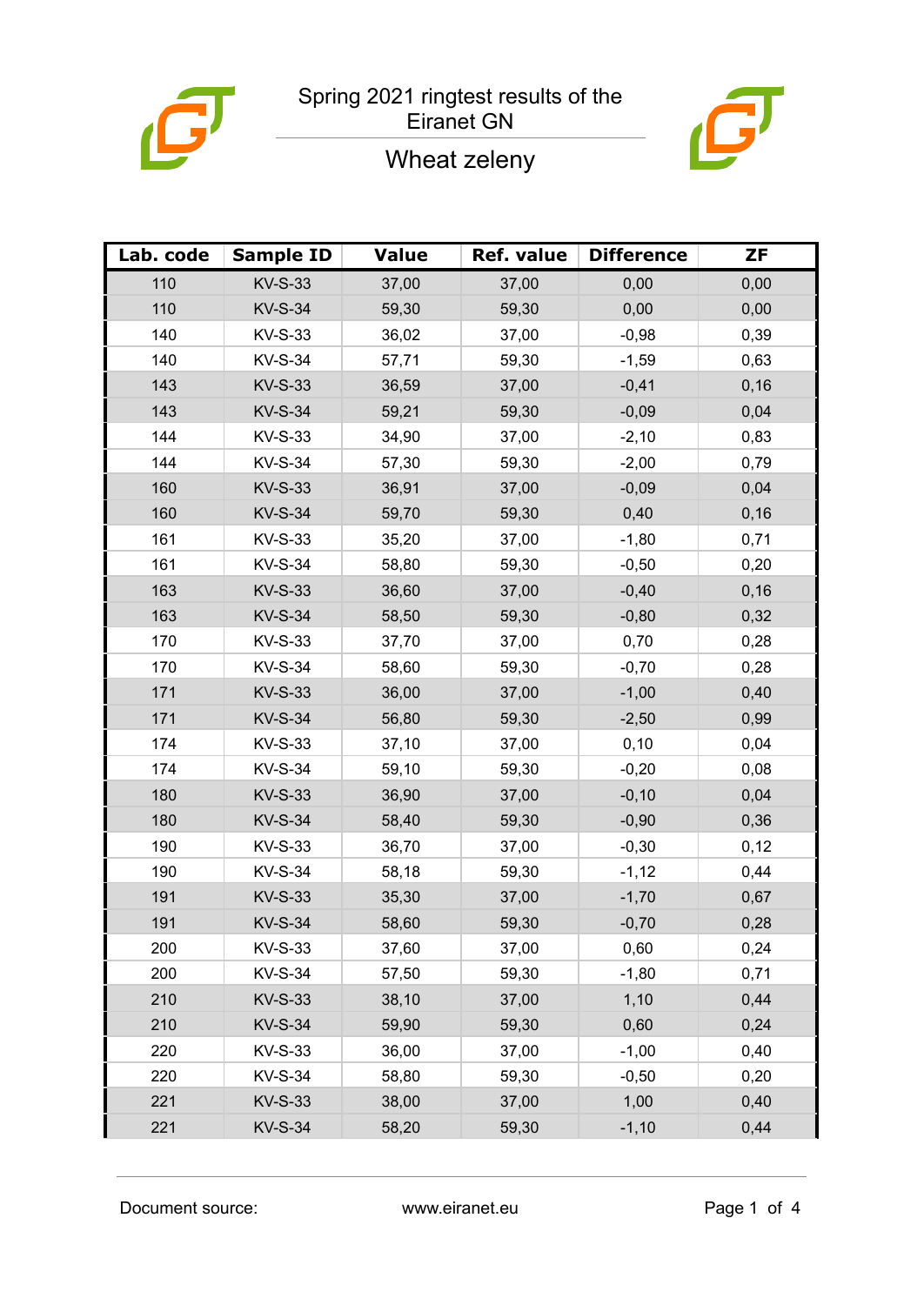# Spring 2021 ringtest results of the Eiranet GN

## Wheat zeleny

| Lab. code | Sample ID | Value | Ref. value | Difference | ZF |
|---|---|---|---|---|---|
| 110 | KV-S-33 | 37,00 | 37,00 | 0,00 | 0,00 |
| 110 | KV-S-34 | 59,30 | 59,30 | 0,00 | 0,00 |
| 140 | KV-S-33 | 36,02 | 37,00 | -0,98 | 0,39 |
| 140 | KV-S-34 | 57,71 | 59,30 | -1,59 | 0,63 |
| 143 | KV-S-33 | 36,59 | 37,00 | -0,41 | 0,16 |
| 143 | KV-S-34 | 59,21 | 59,30 | -0,09 | 0,04 |
| 144 | KV-S-33 | 34,90 | 37,00 | -2,10 | 0,83 |
| 144 | KV-S-34 | 57,30 | 59,30 | -2,00 | 0,79 |
| 160 | KV-S-33 | 36,91 | 37,00 | -0,09 | 0,04 |
| 160 | KV-S-34 | 59,70 | 59,30 | 0,40 | 0,16 |
| 161 | KV-S-33 | 35,20 | 37,00 | -1,80 | 0,71 |
| 161 | KV-S-34 | 58,80 | 59,30 | -0,50 | 0,20 |
| 163 | KV-S-33 | 36,60 | 37,00 | -0,40 | 0,16 |
| 163 | KV-S-34 | 58,50 | 59,30 | -0,80 | 0,32 |
| 170 | KV-S-33 | 37,70 | 37,00 | 0,70 | 0,28 |
| 170 | KV-S-34 | 58,60 | 59,30 | -0,70 | 0,28 |
| 171 | KV-S-33 | 36,00 | 37,00 | -1,00 | 0,40 |
| 171 | KV-S-34 | 56,80 | 59,30 | -2,50 | 0,99 |
| 174 | KV-S-33 | 37,10 | 37,00 | 0,10 | 0,04 |
| 174 | KV-S-34 | 59,10 | 59,30 | -0,20 | 0,08 |
| 180 | KV-S-33 | 36,90 | 37,00 | -0,10 | 0,04 |
| 180 | KV-S-34 | 58,40 | 59,30 | -0,90 | 0,36 |
| 190 | KV-S-33 | 36,70 | 37,00 | -0,30 | 0,12 |
| 190 | KV-S-34 | 58,18 | 59,30 | -1,12 | 0,44 |
| 191 | KV-S-33 | 35,30 | 37,00 | -1,70 | 0,67 |
| 191 | KV-S-34 | 58,60 | 59,30 | -0,70 | 0,28 |
| 200 | KV-S-33 | 37,60 | 37,00 | 0,60 | 0,24 |
| 200 | KV-S-34 | 57,50 | 59,30 | -1,80 | 0,71 |
| 210 | KV-S-33 | 38,10 | 37,00 | 1,10 | 0,44 |
| 210 | KV-S-34 | 59,90 | 59,30 | 0,60 | 0,24 |
| 220 | KV-S-33 | 36,00 | 37,00 | -1,00 | 0,40 |
| 220 | KV-S-34 | 58,80 | 59,30 | -0,50 | 0,20 |
| 221 | KV-S-33 | 38,00 | 37,00 | 1,00 | 0,40 |
| 221 | KV-S-34 | 58,20 | 59,30 | -1,10 | 0,44 |

Document source: www.eiranet.eu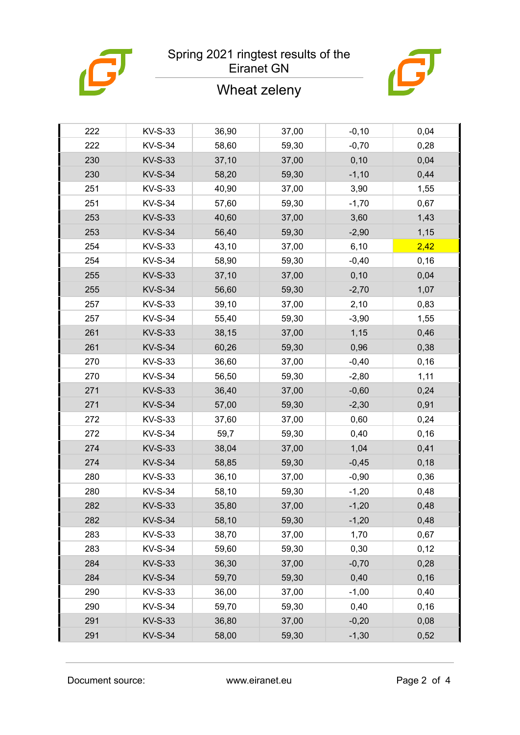| | | | | | |
|---|---|---|---|---|---|
| 222 | KV-S-33 | 36,90 | 37,00 | -0,10 | 0,04 |
| 222 | KV-S-34 | 58,60 | 59,30 | -0,70 | 0,28 |
| 230 | KV-S-33 | 37,10 | 37,00 | 0,10 | 0,04 |
| 230 | KV-S-34 | 58,20 | 59,30 | -1,10 | 0,44 |
| 251 | KV-S-33 | 40,90 | 37,00 | 3,90 | 1,55 |
| 251 | KV-S-34 | 57,60 | 59,30 | -1,70 | 0,67 |
| 253 | KV-S-33 | 40,60 | 37,00 | 3,60 | 1,43 |
| 253 | KV-S-34 | 56,40 | 59,30 | -2,90 | 1,15 |
| 254 | KV-S-33 | 43,10 | 37,00 | 6,10 | 2,42 |
| 254 | KV-S-34 | 58,90 | 59,30 | -0,40 | 0,16 |
| 255 | KV-S-33 | 37,10 | 37,00 | 0,10 | 0,04 |
| 255 | KV-S-34 | 56,60 | 59,30 | -2,70 | 1,07 |
| 257 | KV-S-33 | 39,10 | 37,00 | 2,10 | 0,83 |
| 257 | KV-S-34 | 55,40 | 59,30 | -3,90 | 1,55 |
| 261 | KV-S-33 | 38,15 | 37,00 | 1,15 | 0,46 |
| 261 | KV-S-34 | 60,26 | 59,30 | 0,96 | 0,38 |
| 270 | KV-S-33 | 36,60 | 37,00 | -0,40 | 0,16 |
| 270 | KV-S-34 | 56,50 | 59,30 | -2,80 | 1,11 |
| 271 | KV-S-33 | 36,40 | 37,00 | -0,60 | 0,24 |
| 271 | KV-S-34 | 57,00 | 59,30 | -2,30 | 0,91 |
| 272 | KV-S-33 | 37,60 | 37,00 | 0,60 | 0,24 |
| 272 | KV-S-34 | 59,7 | 59,30 | 0,40 | 0,16 |
| 274 | KV-S-33 | 38,04 | 37,00 | 1,04 | 0,41 |
| 274 | KV-S-34 | 58,85 | 59,30 | -0,45 | 0,18 |
| 280 | KV-S-33 | 36,10 | 37,00 | -0,90 | 0,36 |
| 280 | KV-S-34 | 58,10 | 59,30 | -1,20 | 0,48 |
| 282 | KV-S-33 | 35,80 | 37,00 | -1,20 | 0,48 |
| 282 | KV-S-34 | 58,10 | 59,30 | -1,20 | 0,48 |
| 283 | KV-S-33 | 38,70 | 37,00 | 1,70 | 0,67 |
| 283 | KV-S-34 | 59,60 | 59,30 | 0,30 | 0,12 |
| 284 | KV-S-33 | 36,30 | 37,00 | -0,70 | 0,28 |
| 284 | KV-S-34 | 59,70 | 59,30 | 0,40 | 0,16 |
| 290 | KV-S-33 | 36,00 | 37,00 | -1,00 | 0,40 |
| 290 | KV-S-34 | 59,70 | 59,30 | 0,40 | 0,16 |
| 291 | KV-S-33 | 36,80 | 37,00 | -0,20 | 0,08 |
| 291 | KV-S-34 | 58,00 | 59,30 | -1,30 | 0,52 |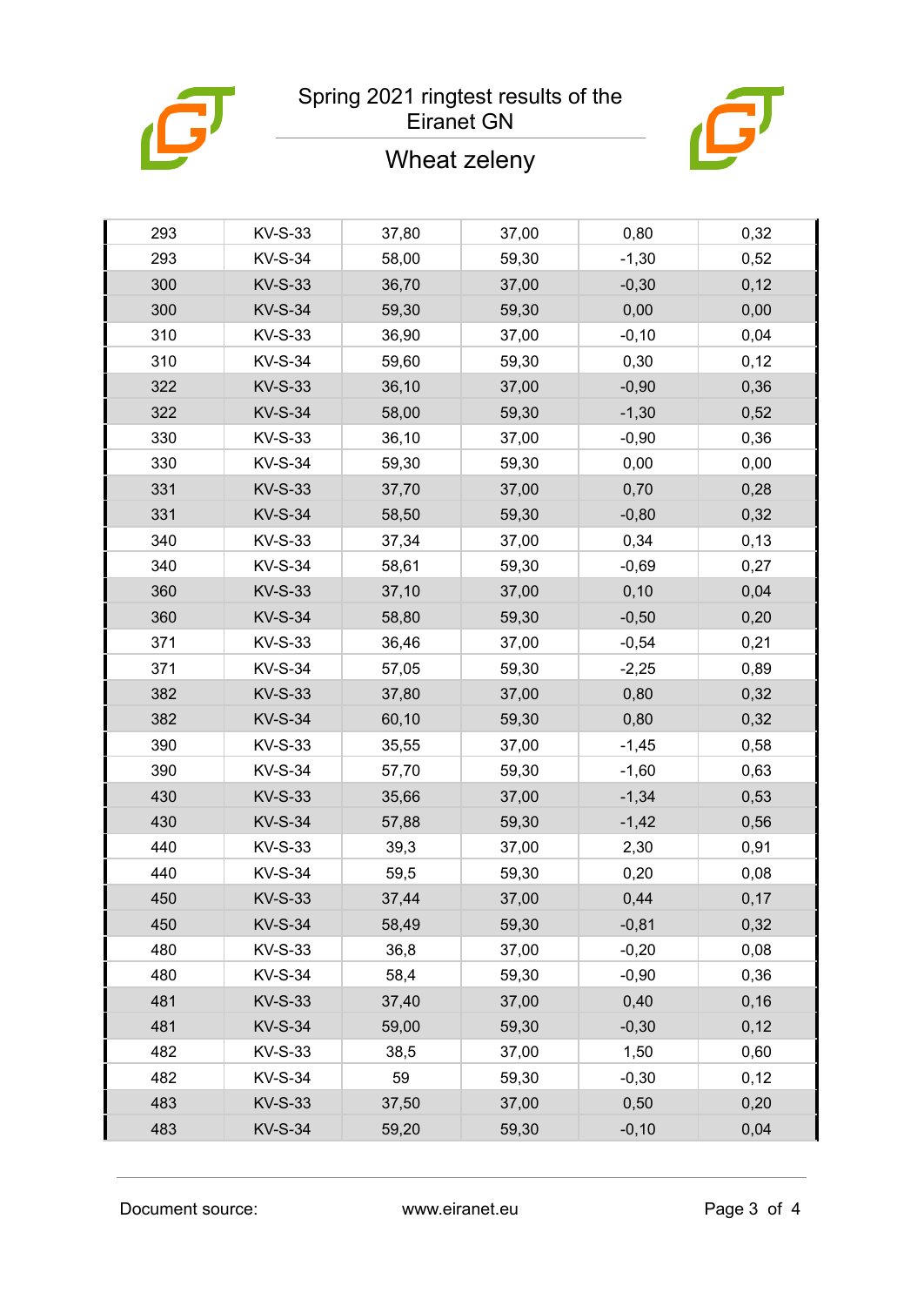# Spring 2021 ringtest results of the Eiranet GN

## Wheat zeleny

| | | | | | |
|---|---|---|---|---|---|
| 293 | KV-S-33 | 37,80 | 37,00 | 0,80 | 0,32 |
| 293 | KV-S-34 | 58,00 | 59,30 | -1,30 | 0,52 |
| 300 | KV-S-33 | 36,70 | 37,00 | -0,30 | 0,12 |
| 300 | KV-S-34 | 59,30 | 59,30 | 0,00 | 0,00 |
| 310 | KV-S-33 | 36,90 | 37,00 | -0,10 | 0,04 |
| 310 | KV-S-34 | 59,60 | 59,30 | 0,30 | 0,12 |
| 322 | KV-S-33 | 36,10 | 37,00 | -0,90 | 0,36 |
| 322 | KV-S-34 | 58,00 | 59,30 | -1,30 | 0,52 |
| 330 | KV-S-33 | 36,10 | 37,00 | -0,90 | 0,36 |
| 330 | KV-S-34 | 59,30 | 59,30 | 0,00 | 0,00 |
| 331 | KV-S-33 | 37,70 | 37,00 | 0,70 | 0,28 |
| 331 | KV-S-34 | 58,50 | 59,30 | -0,80 | 0,32 |
| 340 | KV-S-33 | 37,34 | 37,00 | 0,34 | 0,13 |
| 340 | KV-S-34 | 58,61 | 59,30 | -0,69 | 0,27 |
| 360 | KV-S-33 | 37,10 | 37,00 | 0,10 | 0,04 |
| 360 | KV-S-34 | 58,80 | 59,30 | -0,50 | 0,20 |
| 371 | KV-S-33 | 36,46 | 37,00 | -0,54 | 0,21 |
| 371 | KV-S-34 | 57,05 | 59,30 | -2,25 | 0,89 |
| 382 | KV-S-33 | 37,80 | 37,00 | 0,80 | 0,32 |
| 382 | KV-S-34 | 60,10 | 59,30 | 0,80 | 0,32 |
| 390 | KV-S-33 | 35,55 | 37,00 | -1,45 | 0,58 |
| 390 | KV-S-34 | 57,70 | 59,30 | -1,60 | 0,63 |
| 430 | KV-S-33 | 35,66 | 37,00 | -1,34 | 0,53 |
| 430 | KV-S-34 | 57,88 | 59,30 | -1,42 | 0,56 |
| 440 | KV-S-33 | 39,3 | 37,00 | 2,30 | 0,91 |
| 440 | KV-S-34 | 59,5 | 59,30 | 0,20 | 0,08 |
| 450 | KV-S-33 | 37,44 | 37,00 | 0,44 | 0,17 |
| 450 | KV-S-34 | 58,49 | 59,30 | -0,81 | 0,32 |
| 480 | KV-S-33 | 36,8 | 37,00 | -0,20 | 0,08 |
| 480 | KV-S-34 | 58,4 | 59,30 | -0,90 | 0,36 |
| 481 | KV-S-33 | 37,40 | 37,00 | 0,40 | 0,16 |
| 481 | KV-S-34 | 59,00 | 59,30 | -0,30 | 0,12 |
| 482 | KV-S-33 | 38,5 | 37,00 | 1,50 | 0,60 |
| 482 | KV-S-34 | 59 | 59,30 | -0,30 | 0,12 |
| 483 | KV-S-33 | 37,50 | 37,00 | 0,50 | 0,20 |
| 483 | KV-S-34 | 59,20 | 59,30 | -0,10 | 0,04 |

Document source: www.eiranet.eu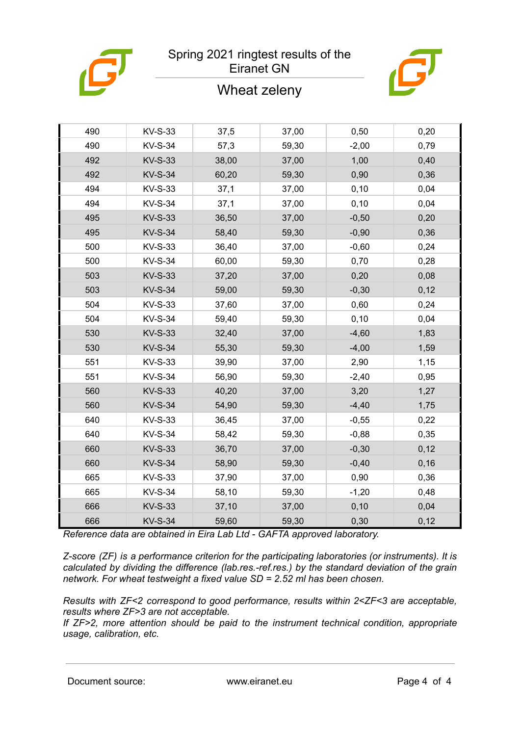Spring 2021 ringtest results of the Eiranet GN

## Wheat zeleny

| | | | | | |
|---|---|---|---|---|---|
| 490 | KV-S-33 | 37,5 | 37,00 | 0,50 | 0,20 |
| 490 | KV-S-34 | 57,3 | 59,30 | -2,00 | 0,79 |
| 492 | KV-S-33 | 38,00 | 37,00 | 1,00 | 0,40 |
| 492 | KV-S-34 | 60,20 | 59,30 | 0,90 | 0,36 |
| 494 | KV-S-33 | 37,1 | 37,00 | 0,10 | 0,04 |
| 494 | KV-S-34 | 37,1 | 37,00 | 0,10 | 0,04 |
| 495 | KV-S-33 | 36,50 | 37,00 | -0,50 | 0,20 |
| 495 | KV-S-34 | 58,40 | 59,30 | -0,90 | 0,36 |
| 500 | KV-S-33 | 36,40 | 37,00 | -0,60 | 0,24 |
| 500 | KV-S-34 | 60,00 | 59,30 | 0,70 | 0,28 |
| 503 | KV-S-33 | 37,20 | 37,00 | 0,20 | 0,08 |
| 503 | KV-S-34 | 59,00 | 59,30 | -0,30 | 0,12 |
| 504 | KV-S-33 | 37,60 | 37,00 | 0,60 | 0,24 |
| 504 | KV-S-34 | 59,40 | 59,30 | 0,10 | 0,04 |
| 530 | KV-S-33 | 32,40 | 37,00 | -4,60 | 1,83 |
| 530 | KV-S-34 | 55,30 | 59,30 | -4,00 | 1,59 |
| 551 | KV-S-33 | 39,90 | 37,00 | 2,90 | 1,15 |
| 551 | KV-S-34 | 56,90 | 59,30 | -2,40 | 0,95 |
| 560 | KV-S-33 | 40,20 | 37,00 | 3,20 | 1,27 |
| 560 | KV-S-34 | 54,90 | 59,30 | -4,40 | 1,75 |
| 640 | KV-S-33 | 36,45 | 37,00 | -0,55 | 0,22 |
| 640 | KV-S-34 | 58,42 | 59,30 | -0,88 | 0,35 |
| 660 | KV-S-33 | 36,70 | 37,00 | -0,30 | 0,12 |
| 660 | KV-S-34 | 58,90 | 59,30 | -0,40 | 0,16 |
| 665 | KV-S-33 | 37,90 | 37,00 | 0,90 | 0,36 |
| 665 | KV-S-34 | 58,10 | 59,30 | -1,20 | 0,48 |
| 666 | KV-S-33 | 37,10 | 37,00 | 0,10 | 0,04 |
| 666 | KV-S-34 | 59,60 | 59,30 | 0,30 | 0,12 |

*Reference data are obtained in Eira Lab Ltd - GAFTA approved laboratory.*

*Z-score (ZF) is a performance criterion for the participating laboratories (or instruments). It is calculated by dividing the difference (lab.res.-ref.res.) by the standard deviation of the grain network. For wheat testweight a fixed value SD = 2.52 ml has been chosen.*

*Results with ZF<2 correspond to good performance, results within 2<ZF<3 are acceptable, results where ZF>3 are not acceptable.*
*If ZF>2, more attention should be paid to the instrument technical condition, appropriate usage, calibration, etc.*

Document source: www.eiranet.eu